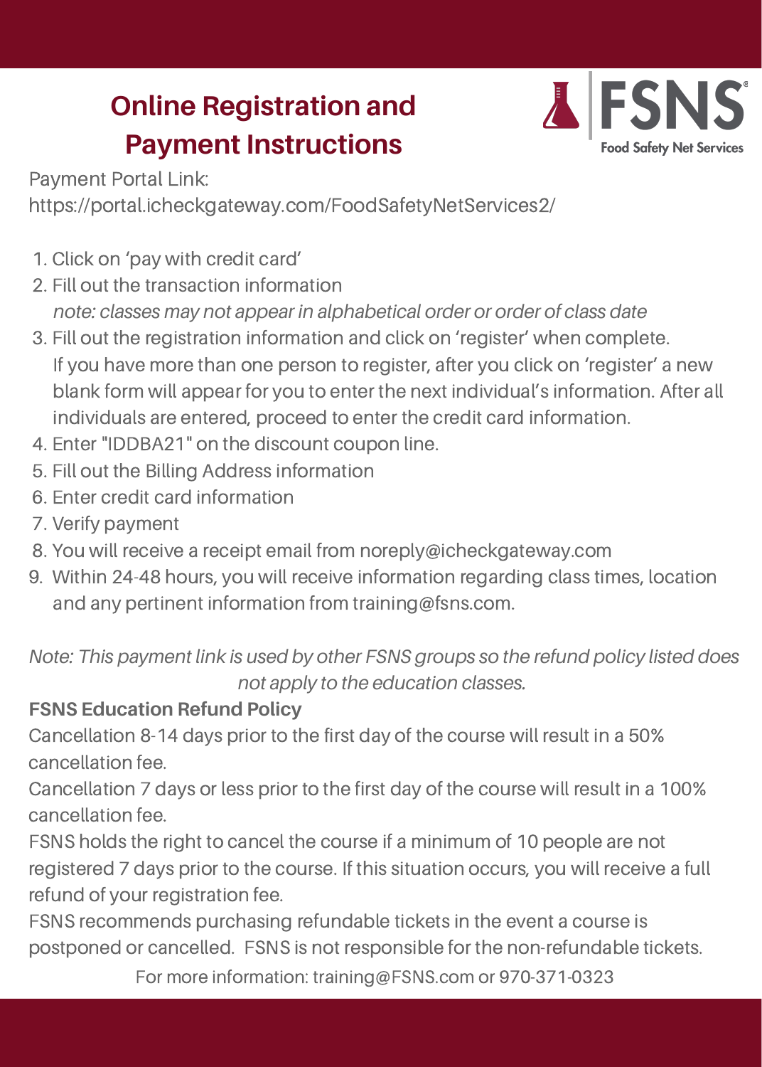# Online Registration and Payment Instructions

FSNS
Food Safety Net Services

Payment Portal Link:
https://portal.icheckgateway.com/FoodSafetyNetServices2/

1. Click on 'pay with credit card'
2. Fill out the transaction information
   *note: classes may not appear in alphabetical order or order of class date*
3. Fill out the registration information and click on 'register' when complete. If you have more than one person to register, after you click on 'register' a new blank form will appear for you to enter the next individual's information. After all individuals are entered, proceed to enter the credit card information.
4. Enter "IDDBA21" on the discount coupon line.
5. Fill out the Billing Address information
6. Enter credit card information
7. Verify payment
8. You will receive a receipt email from noreply@icheckgateway.com
9. Within 24-48 hours, you will receive information regarding class times, location and any pertinent information from training@fsns.com.

*Note: This payment link is used by other FSNS groups so the refund policy listed does not apply to the education classes.*

**FSNS Education Refund Policy**

Cancellation 8-14 days prior to the first day of the course will result in a 50% cancellation fee.

Cancellation 7 days or less prior to the first day of the course will result in a 100% cancellation fee.

FSNS holds the right to cancel the course if a minimum of 10 people are not registered 7 days prior to the course. If this situation occurs, you will receive a full refund of your registration fee.

FSNS recommends purchasing refundable tickets in the event a course is postponed or cancelled. FSNS is not responsible for the non-refundable tickets.

For more information: training@FSNS.com or 970-371-0323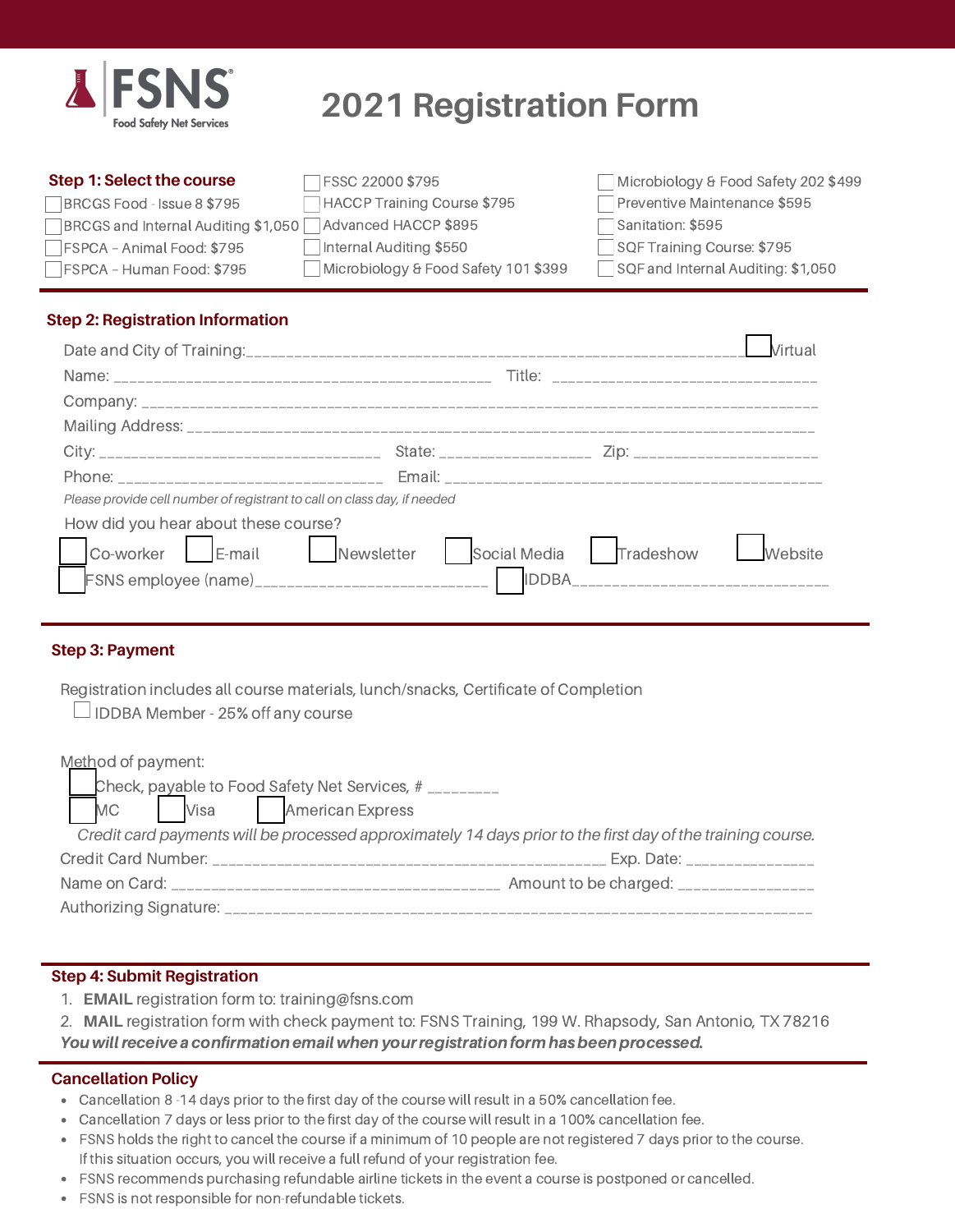FSNS Food Safety Net Services

# 2021 Registration Form

## Step 1: Select the course

- ☐ BRCGS Food - Issue 8 $795
- ☐ BRCGS and Internal Auditing $1,050
- ☐ FSPCA – Animal Food: $795
- ☐ FSPCA – Human Food: $795
- ☐ FSSC 22000 $795
- ☐ HACCP Training Course $795
- ☐ Advanced HACCP $895
- ☐ Internal Auditing $550
- ☐ Microbiology & Food Safety 101 $399
- ☐ Microbiology & Food Safety 202 $499
- ☐ Preventive Maintenance $595
- ☐ Sanitation: $595
- ☐ SQF Training Course: $795
- ☐ SQF and Internal Auditing: $1,050

## Step 2: Registration Information

Date and City of Training:______________________________________________ ☐ Virtual

Name: ____________________________________ Title: ________________________

Company: ____________________________________________________________________

Mailing Address: ______________________________________________________________

City: __________________________ State: ______________ Zip: _________________

Phone: _________________________ Email: ____________________________________

*Please provide cell number of registrant to call on class day, if needed*

How did you hear about these course?

☐ Co-worker ☐ E-mail ☐ Newsletter ☐ Social Media ☐ Tradeshow ☐ Website

☐ FSNS employee (name)_____________________ ☐ IDDBA________________________

## Step 3: Payment

Registration includes all course materials, lunch/snacks, Certificate of Completion

☐ IDDBA Member - 25% off any course

Method of payment:

☐ Check, payable to Food Safety Net Services, # ________

☐ MC ☐ Visa ☐ American Express

*Credit card payments will be processed approximately 14 days prior to the first day of the training course.*

Credit Card Number: ______________________________________ Exp. Date: ______________

Name on Card: ________________________________ Amount to be charged: _______________

Authorizing Signature: _______________________________________________________________

## Step 4: Submit Registration

1. **EMAIL** registration form to: training@fsns.com
2. **MAIL** registration form with check payment to: FSNS Training, 199 W. Rhapsody, San Antonio, TX 78216

***You will receive a confirmation email when your registration form has been processed.***

## Cancellation Policy

- Cancellation 8 -14 days prior to the first day of the course will result in a 50% cancellation fee.
- Cancellation 7 days or less prior to the first day of the course will result in a 100% cancellation fee.
- FSNS holds the right to cancel the course if a minimum of 10 people are not registered 7 days prior to the course. If this situation occurs, you will receive a full refund of your registration fee.
- FSNS recommends purchasing refundable airline tickets in the event a course is postponed or cancelled.
- FSNS is not responsible for non-refundable tickets.